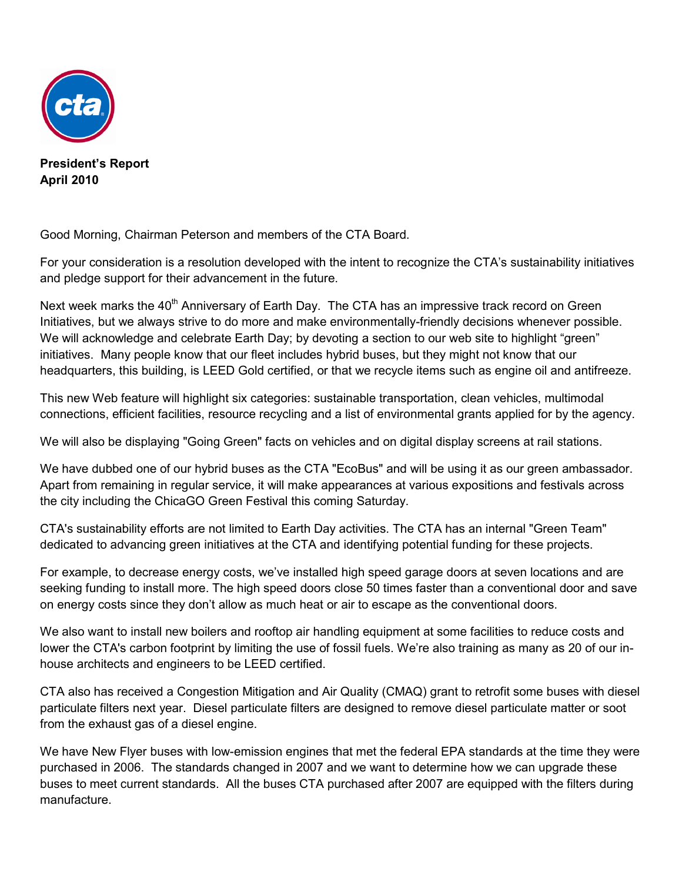**President's Report**
**April 2010**

Good Morning, Chairman Peterson and members of the CTA Board.

For your consideration is a resolution developed with the intent to recognize the CTA's sustainability initiatives and pledge support for their advancement in the future.

Next week marks the 40th Anniversary of Earth Day. The CTA has an impressive track record on Green Initiatives, but we always strive to do more and make environmentally-friendly decisions whenever possible. We will acknowledge and celebrate Earth Day; by devoting a section to our web site to highlight "green" initiatives. Many people know that our fleet includes hybrid buses, but they might not know that our headquarters, this building, is LEED Gold certified, or that we recycle items such as engine oil and antifreeze.

This new Web feature will highlight six categories: sustainable transportation, clean vehicles, multimodal connections, efficient facilities, resource recycling and a list of environmental grants applied for by the agency.

We will also be displaying "Going Green" facts on vehicles and on digital display screens at rail stations.

We have dubbed one of our hybrid buses as the CTA "EcoBus" and will be using it as our green ambassador. Apart from remaining in regular service, it will make appearances at various expositions and festivals across the city including the ChicaGO Green Festival this coming Saturday.

CTA's sustainability efforts are not limited to Earth Day activities. The CTA has an internal "Green Team" dedicated to advancing green initiatives at the CTA and identifying potential funding for these projects.

For example, to decrease energy costs, we've installed high speed garage doors at seven locations and are seeking funding to install more. The high speed doors close 50 times faster than a conventional door and save on energy costs since they don't allow as much heat or air to escape as the conventional doors.

We also want to install new boilers and rooftop air handling equipment at some facilities to reduce costs and lower the CTA's carbon footprint by limiting the use of fossil fuels. We're also training as many as 20 of our in-house architects and engineers to be LEED certified.

CTA also has received a Congestion Mitigation and Air Quality (CMAQ) grant to retrofit some buses with diesel particulate filters next year. Diesel particulate filters are designed to remove diesel particulate matter or soot from the exhaust gas of a diesel engine.

We have New Flyer buses with low-emission engines that met the federal EPA standards at the time they were purchased in 2006. The standards changed in 2007 and we want to determine how we can upgrade these buses to meet current standards. All the buses CTA purchased after 2007 are equipped with the filters during manufacture.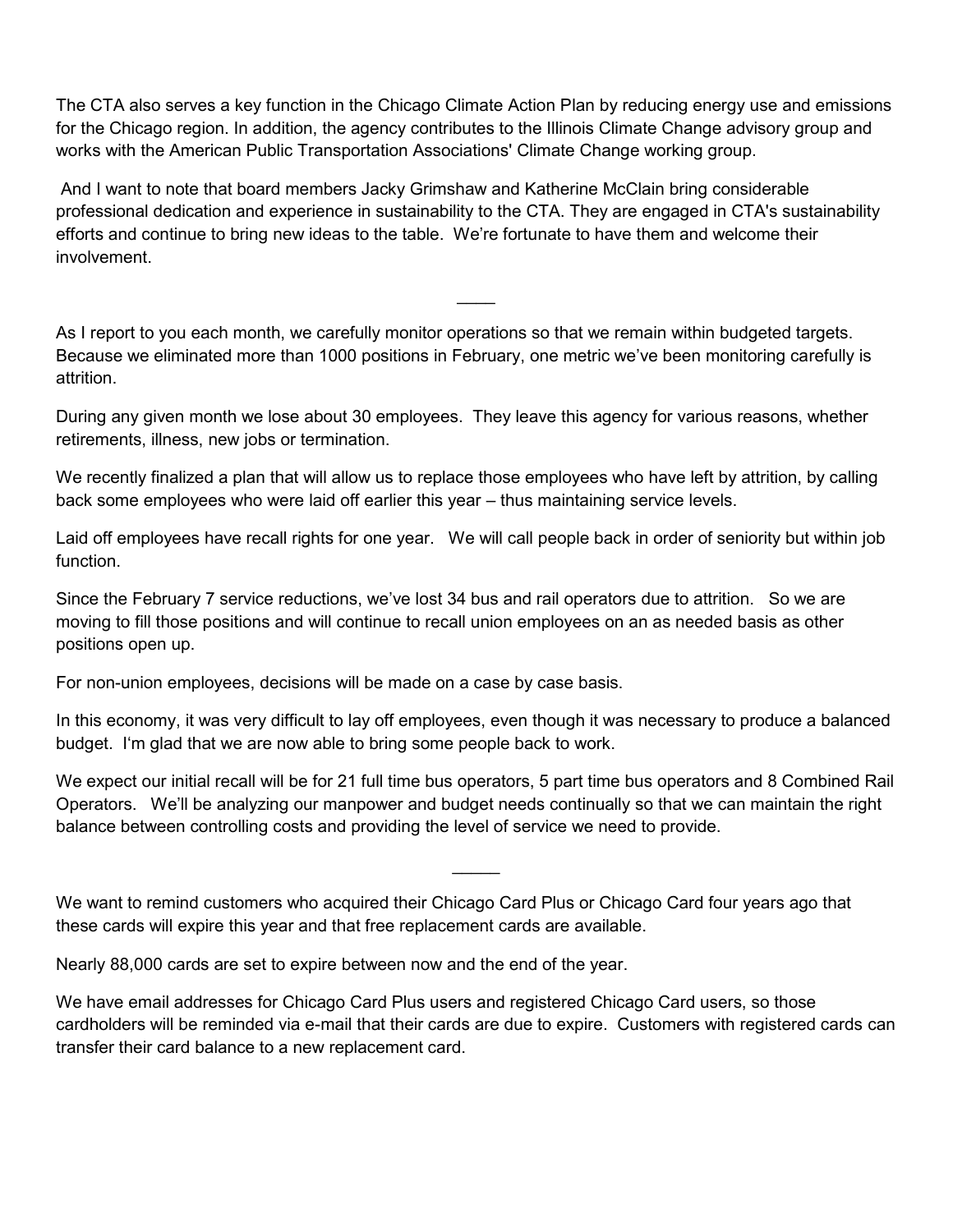The CTA also serves a key function in the Chicago Climate Action Plan by reducing energy use and emissions for the Chicago region. In addition, the agency contributes to the Illinois Climate Change advisory group and works with the American Public Transportation Associations' Climate Change working group.

And I want to note that board members Jacky Grimshaw and Katherine McClain bring considerable professional dedication and experience in sustainability to the CTA. They are engaged in CTA's sustainability efforts and continue to bring new ideas to the table. We're fortunate to have them and welcome their involvement.

____

As I report to you each month, we carefully monitor operations so that we remain within budgeted targets. Because we eliminated more than 1000 positions in February, one metric we've been monitoring carefully is attrition.

During any given month we lose about 30 employees. They leave this agency for various reasons, whether retirements, illness, new jobs or termination.

We recently finalized a plan that will allow us to replace those employees who have left by attrition, by calling back some employees who were laid off earlier this year – thus maintaining service levels.

Laid off employees have recall rights for one year. We will call people back in order of seniority but within job function.

Since the February 7 service reductions, we've lost 34 bus and rail operators due to attrition. So we are moving to fill those positions and will continue to recall union employees on an as needed basis as other positions open up.

For non-union employees, decisions will be made on a case by case basis.

In this economy, it was very difficult to lay off employees, even though it was necessary to produce a balanced budget. I'm glad that we are now able to bring some people back to work.

We expect our initial recall will be for 21 full time bus operators, 5 part time bus operators and 8 Combined Rail Operators. We'll be analyzing our manpower and budget needs continually so that we can maintain the right balance between controlling costs and providing the level of service we need to provide.

_____

We want to remind customers who acquired their Chicago Card Plus or Chicago Card four years ago that these cards will expire this year and that free replacement cards are available.

Nearly 88,000 cards are set to expire between now and the end of the year.

We have email addresses for Chicago Card Plus users and registered Chicago Card users, so those cardholders will be reminded via e-mail that their cards are due to expire. Customers with registered cards can transfer their card balance to a new replacement card.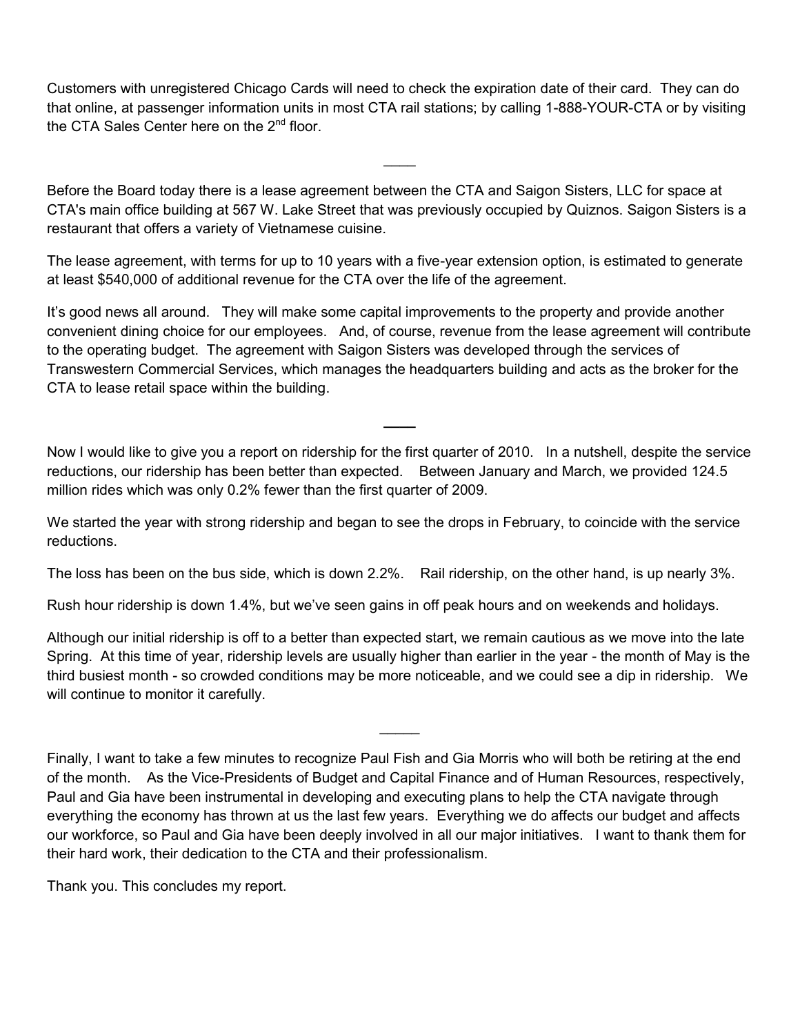Customers with unregistered Chicago Cards will need to check the expiration date of their card. They can do that online, at passenger information units in most CTA rail stations; by calling 1-888-YOUR-CTA or by visiting the CTA Sales Center here on the 2nd floor.

____

Before the Board today there is a lease agreement between the CTA and Saigon Sisters, LLC for space at CTA's main office building at 567 W. Lake Street that was previously occupied by Quiznos. Saigon Sisters is a restaurant that offers a variety of Vietnamese cuisine.

The lease agreement, with terms for up to 10 years with a five-year extension option, is estimated to generate at least $540,000 of additional revenue for the CTA over the life of the agreement.

It's good news all around. They will make some capital improvements to the property and provide another convenient dining choice for our employees. And, of course, revenue from the lease agreement will contribute to the operating budget. The agreement with Saigon Sisters was developed through the services of Transwestern Commercial Services, which manages the headquarters building and acts as the broker for the CTA to lease retail space within the building.

____

Now I would like to give you a report on ridership for the first quarter of 2010. In a nutshell, despite the service reductions, our ridership has been better than expected. Between January and March, we provided 124.5 million rides which was only 0.2% fewer than the first quarter of 2009.

We started the year with strong ridership and began to see the drops in February, to coincide with the service reductions.

The loss has been on the bus side, which is down 2.2%. Rail ridership, on the other hand, is up nearly 3%.

Rush hour ridership is down 1.4%, but we've seen gains in off peak hours and on weekends and holidays.

Although our initial ridership is off to a better than expected start, we remain cautious as we move into the late Spring. At this time of year, ridership levels are usually higher than earlier in the year - the month of May is the third busiest month - so crowded conditions may be more noticeable, and we could see a dip in ridership. We will continue to monitor it carefully.

____

Finally, I want to take a few minutes to recognize Paul Fish and Gia Morris who will both be retiring at the end of the month. As the Vice-Presidents of Budget and Capital Finance and of Human Resources, respectively, Paul and Gia have been instrumental in developing and executing plans to help the CTA navigate through everything the economy has thrown at us the last few years. Everything we do affects our budget and affects our workforce, so Paul and Gia have been deeply involved in all our major initiatives. I want to thank them for their hard work, their dedication to the CTA and their professionalism.

Thank you. This concludes my report.